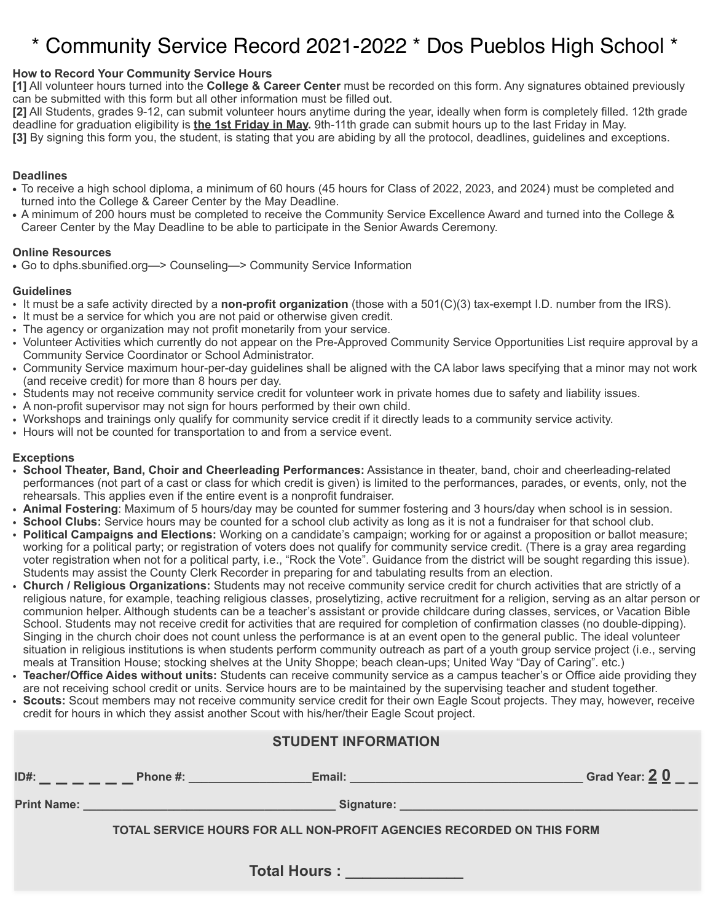# * Community Service Record 2021-2022 * Dos Pueblos High School *

**How to Record Your Community Service Hours**

**[1]** All volunteer hours turned into the **College & Career Center** must be recorded on this form. Any signatures obtained previously can be submitted with this form but all other information must be filled out.

**[2]** All Students, grades 9-12, can submit volunteer hours anytime during the year, ideally when form is completely filled. 12th grade deadline for graduation eligibility is **the 1st Friday in May.** 9th-11th grade can submit hours up to the last Friday in May.

**[3]** By signing this form you, the student, is stating that you are abiding by all the protocol, deadlines, guidelines and exceptions.

**Deadlines**

- To receive a high school diploma, a minimum of 60 hours (45 hours for Class of 2022, 2023, and 2024) must be completed and turned into the College & Career Center by the May Deadline.
- A minimum of 200 hours must be completed to receive the Community Service Excellence Award and turned into the College & Career Center by the May Deadline to be able to participate in the Senior Awards Ceremony.

**Online Resources**

- Go to dphs.sbunified.org—> Counseling—> Community Service Information

**Guidelines**

- It must be a safe activity directed by a **non-profit organization** (those with a 501(C)(3) tax-exempt I.D. number from the IRS).
- It must be a service for which you are not paid or otherwise given credit.
- The agency or organization may not profit monetarily from your service.
- Volunteer Activities which currently do not appear on the Pre-Approved Community Service Opportunities List require approval by a Community Service Coordinator or School Administrator.
- Community Service maximum hour-per-day guidelines shall be aligned with the CA labor laws specifying that a minor may not work (and receive credit) for more than 8 hours per day.
- Students may not receive community service credit for volunteer work in private homes due to safety and liability issues.
- A non-profit supervisor may not sign for hours performed by their own child.
- Workshops and trainings only qualify for community service credit if it directly leads to a community service activity.
- Hours will not be counted for transportation to and from a service event.

**Exceptions**

- **School Theater, Band, Choir and Cheerleading Performances:** Assistance in theater, band, choir and cheerleading-related performances (not part of a cast or class for which credit is given) is limited to the performances, parades, or events, only, not the rehearsals. This applies even if the entire event is a nonprofit fundraiser.
- **Animal Fostering**: Maximum of 5 hours/day may be counted for summer fostering and 3 hours/day when school is in session.
- **School Clubs:** Service hours may be counted for a school club activity as long as it is not a fundraiser for that school club.
- **Political Campaigns and Elections:** Working on a candidate's campaign; working for or against a proposition or ballot measure; working for a political party; or registration of voters does not qualify for community service credit. (There is a gray area regarding voter registration when not for a political party, i.e., "Rock the Vote". Guidance from the district will be sought regarding this issue). Students may assist the County Clerk Recorder in preparing for and tabulating results from an election.
- **Church / Religious Organizations:** Students may not receive community service credit for church activities that are strictly of a religious nature, for example, teaching religious classes, proselytizing, active recruitment for a religion, serving as an altar person or communion helper. Although students can be a teacher's assistant or provide childcare during classes, services, or Vacation Bible School. Students may not receive credit for activities that are required for completion of confirmation classes (no double-dipping). Singing in the church choir does not count unless the performance is at an event open to the general public. The ideal volunteer situation in religious institutions is when students perform community outreach as part of a youth group service project (i.e., serving meals at Transition House; stocking shelves at the Unity Shoppe; beach clean-ups; United Way "Day of Caring". etc.)
- **Teacher/Office Aides without units:** Students can receive community service as a campus teacher's or Office aide providing they are not receiving school credit or units. Service hours are to be maintained by the supervising teacher and student together.
- **Scouts:** Scout members may not receive community service credit for their own Eagle Scout projects. They may, however, receive credit for hours in which they assist another Scout with his/her/their Eagle Scout project.

## STUDENT INFORMATION

**ID#:** _ _ _ _ _ _ **Phone #:** ________________ **Email:** ________________________________ **Grad Year:** 2 0 _ _

**Print Name:** ____________________________________ **Signature:** ________________________________________

**TOTAL SERVICE HOURS FOR ALL NON-PROFIT AGENCIES RECORDED ON THIS FORM**

**Total Hours :** ______________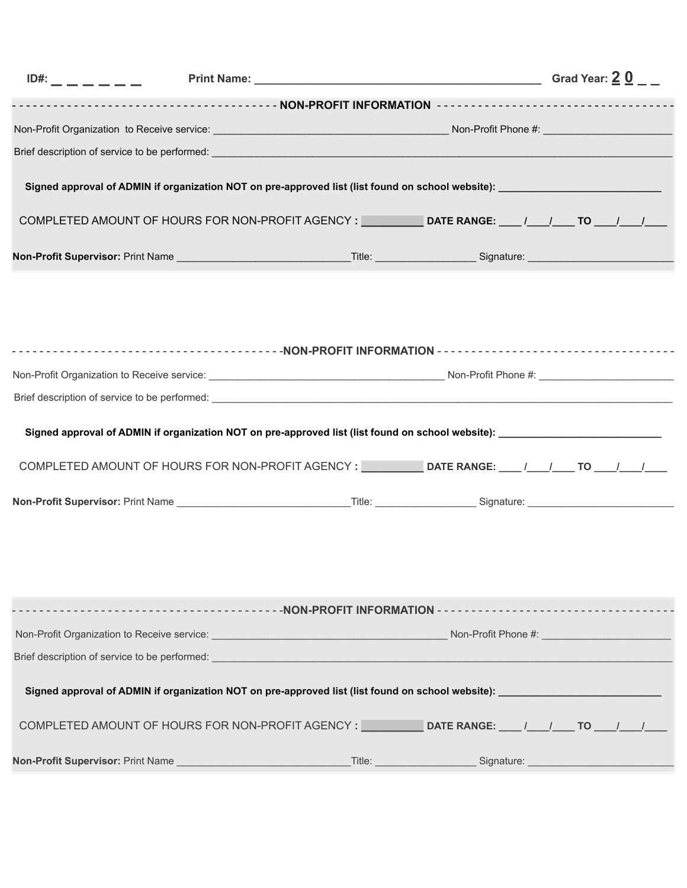ID#: _ _ _ _ _ _ Print Name: ____________________________________________ Grad Year: 2 0 _ _

- - - - - - - - - - - - - - - - - - - - - - - - - - - - - - - - - - - - - - - - **NON-PROFIT INFORMATION** - - - - - - - - - - - - - - - - - - - - - - - - - - - - - - - - - - - - - - - -

Non-Profit Organization to Receive service: ________________________________________ Non-Profit Phone #: ______________________

Brief description of service to be performed: ________________________________________________________________________________

**Signed approval of ADMIN if organization NOT on pre-approved list (list found on school website):** ____________________________

COMPLETED AMOUNT OF HOURS FOR NON-PROFIT AGENCY **: __________ DATE RANGE: ____ /____/____ TO ____/____/____**

**Non-Profit Supervisor:** Print Name ______________________________Title: _________________ Signature: _________________________

- - - - - - - - - - - - - - - - - - - - - - - - - - - - - - - - - - - - - - - - **NON-PROFIT INFORMATION** - - - - - - - - - - - - - - - - - - - - - - - - - - - - - - - - - - - - - - - -

Non-Profit Organization to Receive service: ________________________________________ Non-Profit Phone #: ______________________

Brief description of service to be performed: ________________________________________________________________________________

**Signed approval of ADMIN if organization NOT on pre-approved list (list found on school website):** ____________________________

COMPLETED AMOUNT OF HOURS FOR NON-PROFIT AGENCY **: __________ DATE RANGE: ____ /____/____ TO ____/____/____**

**Non-Profit Supervisor:** Print Name ______________________________Title: _________________ Signature: _________________________

- - - - - - - - - - - - - - - - - - - - - - - - - - - - - - - - - - - - - - - - **NON-PROFIT INFORMATION** - - - - - - - - - - - - - - - - - - - - - - - - - - - - - - - - - - - - - - - -

Non-Profit Organization to Receive service: ________________________________________ Non-Profit Phone #: ______________________

Brief description of service to be performed: ________________________________________________________________________________

**Signed approval of ADMIN if organization NOT on pre-approved list (list found on school website):** ____________________________

COMPLETED AMOUNT OF HOURS FOR NON-PROFIT AGENCY **: __________ DATE RANGE: ____ /____/____ TO ____/____/____**

**Non-Profit Supervisor:** Print Name ______________________________Title: _________________ Signature: _________________________